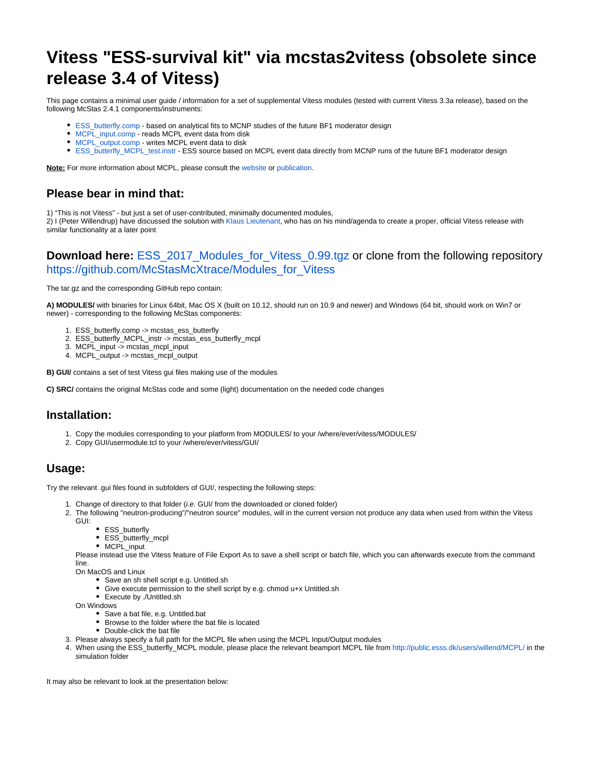# Vitess "ESS-survival kit" via mcstas2vitess (obsolete since release 3.4 of Vitess)

This page contains a minimal user guide / information for a set of supplemental Vitess modules (tested with current Vitess 3.3a release), based on the following McStas 2.4.1 components/instruments:

- ESS_butterfly.comp - based on analytical fits to MCNP studies of the future BF1 moderator design
- MCPL_input.comp - reads MCPL event data from disk
- MCPL_output.comp - writes MCPL event data to disk
- ESS_butterfly_MCPL_test.instr - ESS source based on MCPL event data directly from MCNP runs of the future BF1 moderator design

**Note:** For more information about MCPL, please consult the website or publication.

## Please bear in mind that:

1) "This is not Vitess" - but just a set of user-contributed, minimally documented modules,
2) I (Peter Willendrup) have discussed the solution with Klaus Lieutenant, who has on his mind/agenda to create a proper, official Vitess release with similar functionality at a later point

## **Download here:** ESS_2017_Modules_for_Vitess_0.99.tgz or clone from the following repository https://github.com/McStasMcXtrace/Modules_for_Vitess

The tar.gz and the corresponding GitHub repo contain:

**A) MODULES/** with binaries for Linux 64bit, Mac OS X (built on 10.12, should run on 10.9 and newer) and Windows (64 bit, should work on Win7 or newer) - corresponding to the following McStas components:

1. ESS_butterfly.comp -> mcstas_ess_butterfly
2. ESS_butterfly_MCPL_instr -> mcstas_ess_butterfly_mcpl
3. MCPL_input -> mcstas_mcpl_input
4. MCPL_output -> mcstas_mcpl_output

**B) GUI/** contains a set of test Vitess gui files making use of the modules

**C) SRC/** contains the original McStas code and some (light) documentation on the needed code changes

## Installation:

1. Copy the modules corresponding to your platform from MODULES/ to your /where/ever/vitess/MODULES/
2. Copy GUI/usermodule.tcl to your /where/ever/vitess/GUI/

## Usage:

Try the relevant .gui files found in subfolders of GUI/, respecting the following steps:

1. Change of directory to that folder (*i.e.* GUI/ from the downloaded or cloned folder)
2. The following "neutron-producing"/"neutron source" modules, will in the current version not produce any data when used from within the Vitess GUI:
   - ESS_butterfly
   - ESS_butterfly_mcpl
   - MCPL_input

   Please instead use the Vitess feature of File Export As to save a shell script or batch file, which you can afterwards execute from the command line.

   On MacOS and Linux
   - Save an sh shell script e.g. Untitled.sh
   - Give execute permission to the shell script by e.g. chmod u+x Untitled.sh
   - Execute by ./Untitled.sh

   On Windows
   - Save a bat file, e.g. Untitled.bat
   - Browse to the folder where the bat file is located
   - Double-click the bat file
3. Please always specify a full path for the MCPL file when using the MCPL Input/Output modules
4. When using the ESS_butterfly_MCPL module, please place the relevant beamport MCPL file from http://public.esss.dk/users/willend/MCPL/ in the simulation folder

It may also be relevant to look at the presentation below: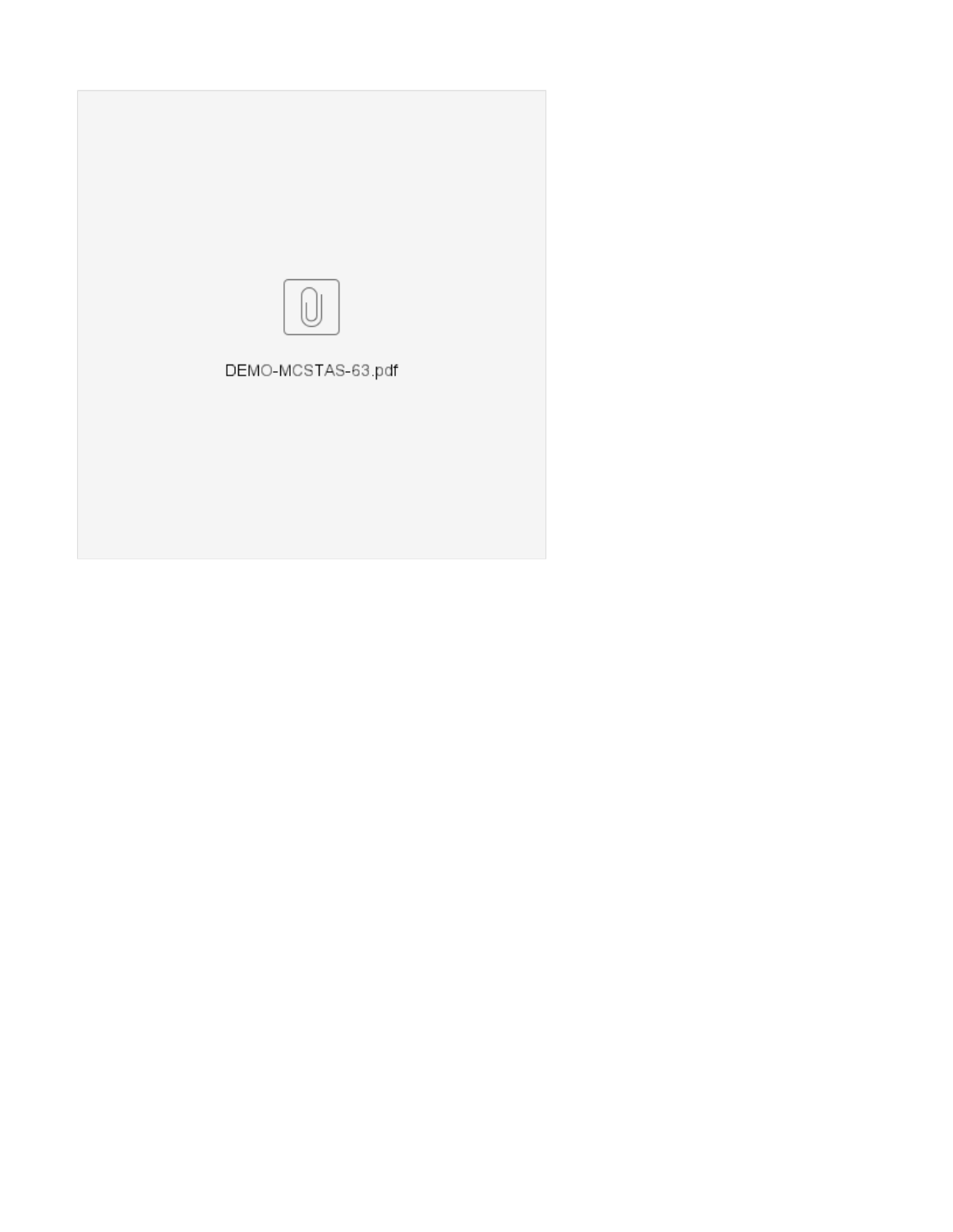DEMO-MCSTAS-63.pdf